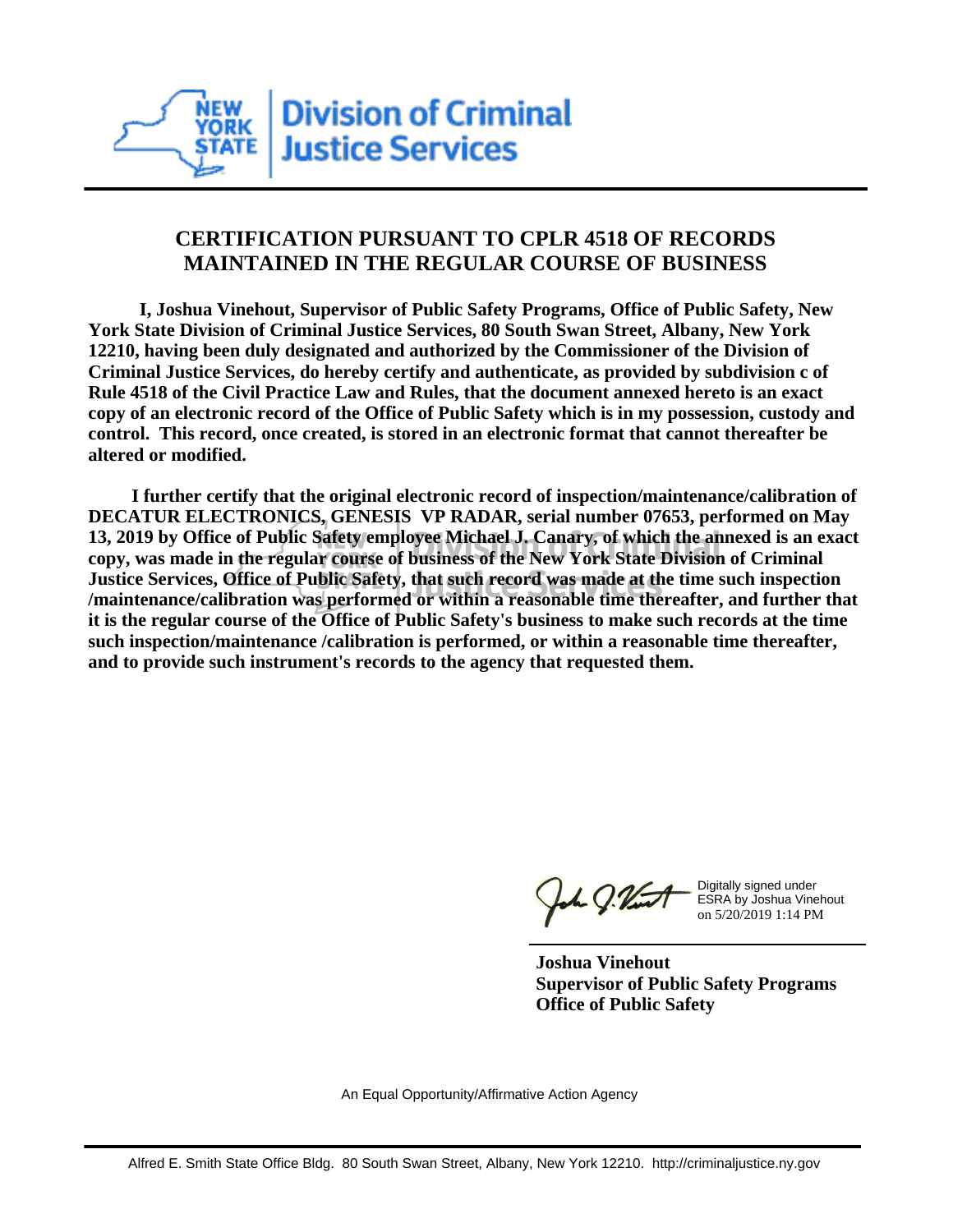NEW YORK STATE | Division of Criminal Justice Services

## CERTIFICATION PURSUANT TO CPLR 4518 OF RECORDS MAINTAINED IN THE REGULAR COURSE OF BUSINESS

**I, Joshua Vinehout, Supervisor of Public Safety Programs, Office of Public Safety, New York State Division of Criminal Justice Services, 80 South Swan Street, Albany, New York 12210, having been duly designated and authorized by the Commissioner of the Division of Criminal Justice Services, do hereby certify and authenticate, as provided by subdivision c of Rule 4518 of the Civil Practice Law and Rules, that the document annexed hereto is an exact copy of an electronic record of the Office of Public Safety which is in my possession, custody and control. This record, once created, is stored in an electronic format that cannot thereafter be altered or modified.**

**I further certify that the original electronic record of inspection/maintenance/calibration of DECATUR ELECTRONICS, GENESIS VP RADAR, serial number 07653, performed on May 13, 2019 by Office of Public Safety employee Michael J. Canary, of which the annexed is an exact copy, was made in the regular course of business of the New York State Division of Criminal Justice Services, Office of Public Safety, that such record was made at the time such inspection /maintenance/calibration was performed or within a reasonable time thereafter, and further that it is the regular course of the Office of Public Safety's business to make such records at the time such inspection/maintenance /calibration is performed, or within a reasonable time thereafter, and to provide such instrument's records to the agency that requested them.**

Digitally signed under ESRA by Joshua Vinehout on 5/20/2019 1:14 PM

**Joshua Vinehout**
**Supervisor of Public Safety Programs**
**Office of Public Safety**

An Equal Opportunity/Affirmative Action Agency

Alfred E. Smith State Office Bldg. 80 South Swan Street, Albany, New York 12210. http://criminaljustice.ny.gov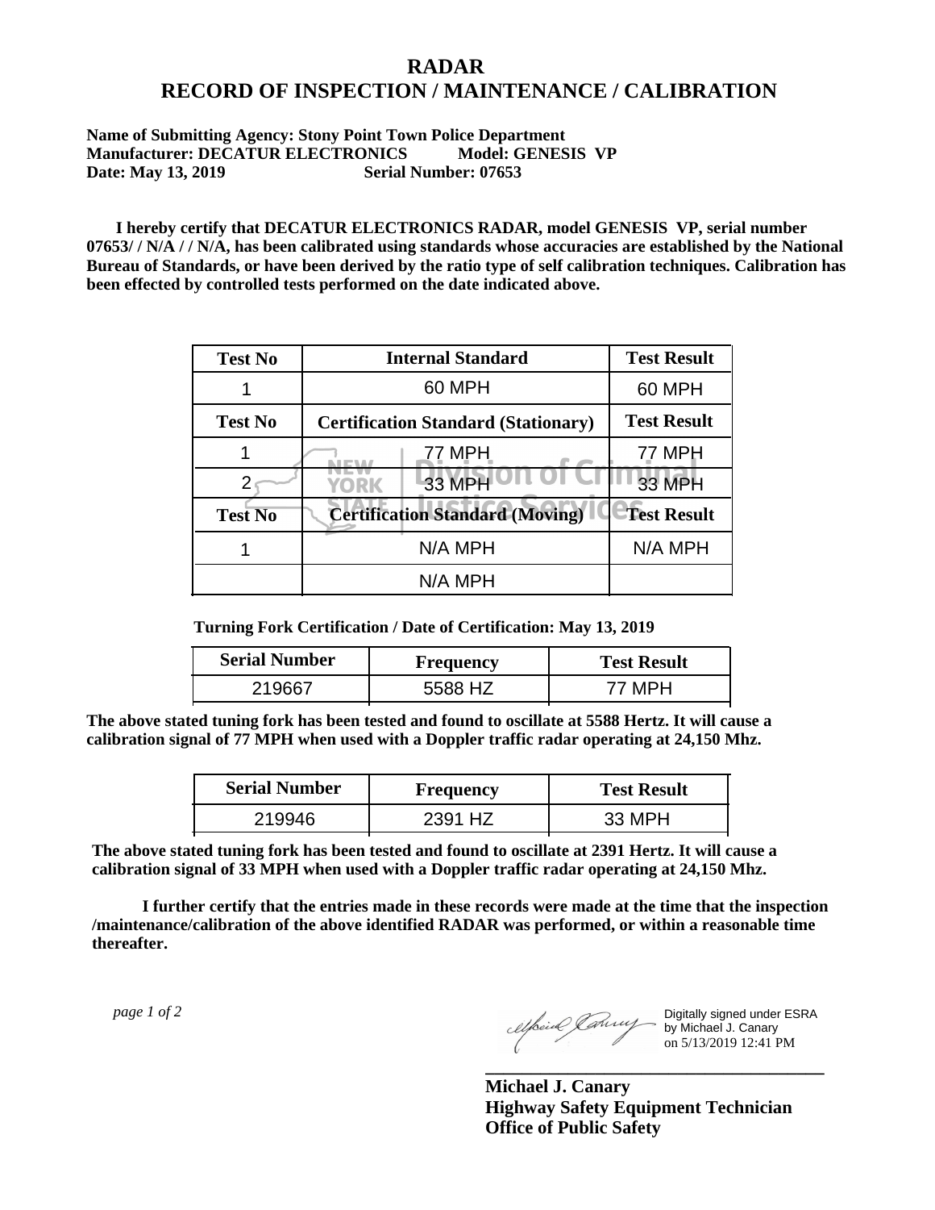# RADAR
# RECORD OF INSPECTION / MAINTENANCE / CALIBRATION

**Name of Submitting Agency: Stony Point Town Police Department**
**Manufacturer: DECATUR ELECTRONICS Model: GENESIS VP**
**Date: May 13, 2019 Serial Number: 07653**

**I hereby certify that DECATUR ELECTRONICS RADAR, model GENESIS VP, serial number 07653/ / N/A / / N/A, has been calibrated using standards whose accuracies are established by the National Bureau of Standards, or have been derived by the ratio type of self calibration techniques. Calibration has been effected by controlled tests performed on the date indicated above.**

| Test No | Internal Standard | Test Result |
|---|---|---|
| 1 | 60 MPH | 60 MPH |
| **Test No** | **Certification Standard (Stationary)** | **Test Result** |
| 1 | 77 MPH | 77 MPH |
| 2 | 33 MPH | 33 MPH |
| **Test No** | **Certification Standard (Moving)** | **Test Result** |
| 1 | N/A MPH | N/A MPH |
| | N/A MPH | |

**Turning Fork Certification / Date of Certification: May 13, 2019**

| Serial Number | Frequency | Test Result |
|---|---|---|
| 219667 | 5588 HZ | 77 MPH |

**The above stated tuning fork has been tested and found to oscillate at 5588 Hertz. It will cause a calibration signal of 77 MPH when used with a Doppler traffic radar operating at 24,150 Mhz.**

| Serial Number | Frequency | Test Result |
|---|---|---|
| 219946 | 2391 HZ | 33 MPH |

**The above stated tuning fork has been tested and found to oscillate at 2391 Hertz. It will cause a calibration signal of 33 MPH when used with a Doppler traffic radar operating at 24,150 Mhz.**

**I further certify that the entries made in these records were made at the time that the inspection /maintenance/calibration of the above identified RADAR was performed, or within a reasonable time thereafter.**

Digitally signed under ESRA by Michael J. Canary on 5/13/2019 12:41 PM

**Michael J. Canary**
**Highway Safety Equipment Technician**
**Office of Public Safety**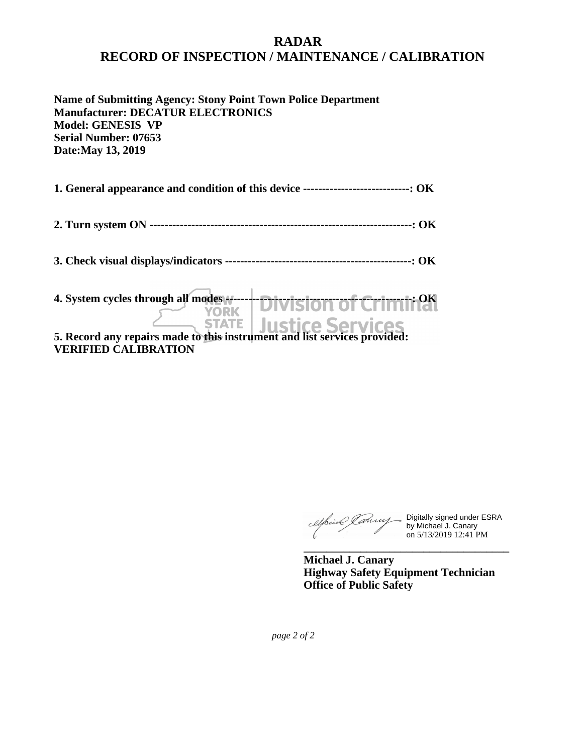# RADAR
# RECORD OF INSPECTION / MAINTENANCE / CALIBRATION

**Name of Submitting Agency: Stony Point Town Police Department**
**Manufacturer: DECATUR ELECTRONICS**
**Model: GENESIS VP**
**Serial Number: 07653**
**Date:May 13, 2019**

**1. General appearance and condition of this device ----------------------------: OK**

**2. Turn system ON -------------------------------------------------------------------: OK**

**3. Check visual displays/indicators -------------------------------------------------: OK**

**4. System cycles through all modes ----------------------------------------------: OK**

**5. Record any repairs made to this instrument and list services provided:**
**VERIFIED CALIBRATION**

Digitally signed under ESRA
by Michael J. Canary
on 5/13/2019 12:41 PM

**Michael J. Canary**
**Highway Safety Equipment Technician**
**Office of Public Safety**